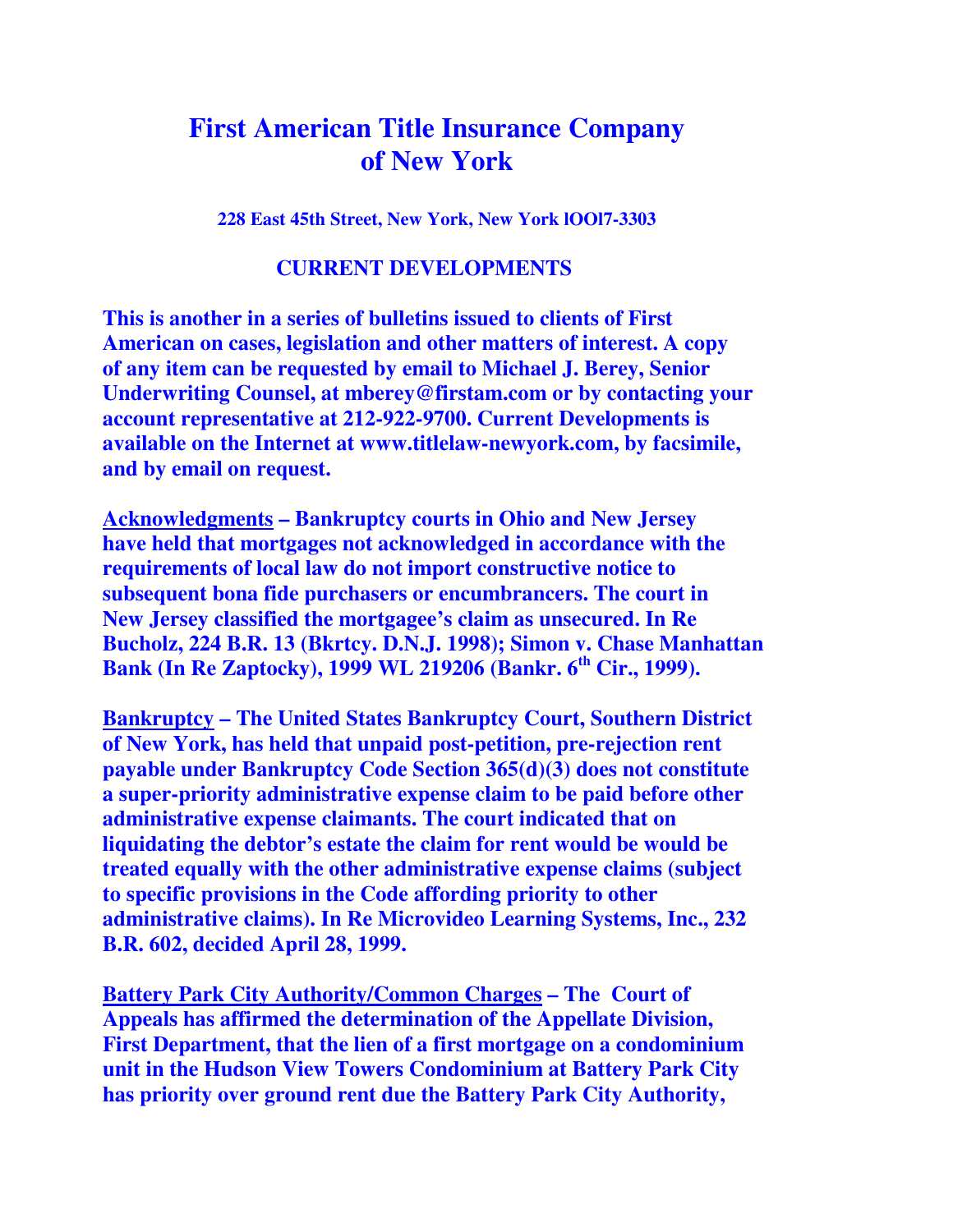# First American Title Insurance Company of New York

**228 East 45th Street, New York, New York lOOl7-3303**

## CURRENT DEVELOPMENTS

**This is another in a series of bulletins issued to clients of First American on cases, legislation and other matters of interest. A copy of any item can be requested by email to Michael J. Berey, Senior Underwriting Counsel, at mberey@firstam.com or by contacting your account representative at 212-922-9700. Current Developments is available on the Internet at www.titlelaw-newyork.com, by facsimile, and by email on request.**

**Acknowledgments – Bankruptcy courts in Ohio and New Jersey have held that mortgages not acknowledged in accordance with the requirements of local law do not import constructive notice to subsequent bona fide purchasers or encumbrancers. The court in New Jersey classified the mortgagee's claim as unsecured. In Re Bucholz, 224 B.R. 13 (Bkrtcy. D.N.J. 1998); Simon v. Chase Manhattan Bank (In Re Zaptocky), 1999 WL 219206 (Bankr. 6th Cir., 1999).**

**Bankruptcy – The United States Bankruptcy Court, Southern District of New York, has held that unpaid post-petition, pre-rejection rent payable under Bankruptcy Code Section 365(d)(3) does not constitute a super-priority administrative expense claim to be paid before other administrative expense claimants. The court indicated that on liquidating the debtor's estate the claim for rent would be would be treated equally with the other administrative expense claims (subject to specific provisions in the Code affording priority to other administrative claims). In Re Microvideo Learning Systems, Inc., 232 B.R. 602, decided April 28, 1999.**

**Battery Park City Authority/Common Charges – The Court of Appeals has affirmed the determination of the Appellate Division, First Department, that the lien of a first mortgage on a condominium unit in the Hudson View Towers Condominium at Battery Park City has priority over ground rent due the Battery Park City Authority,**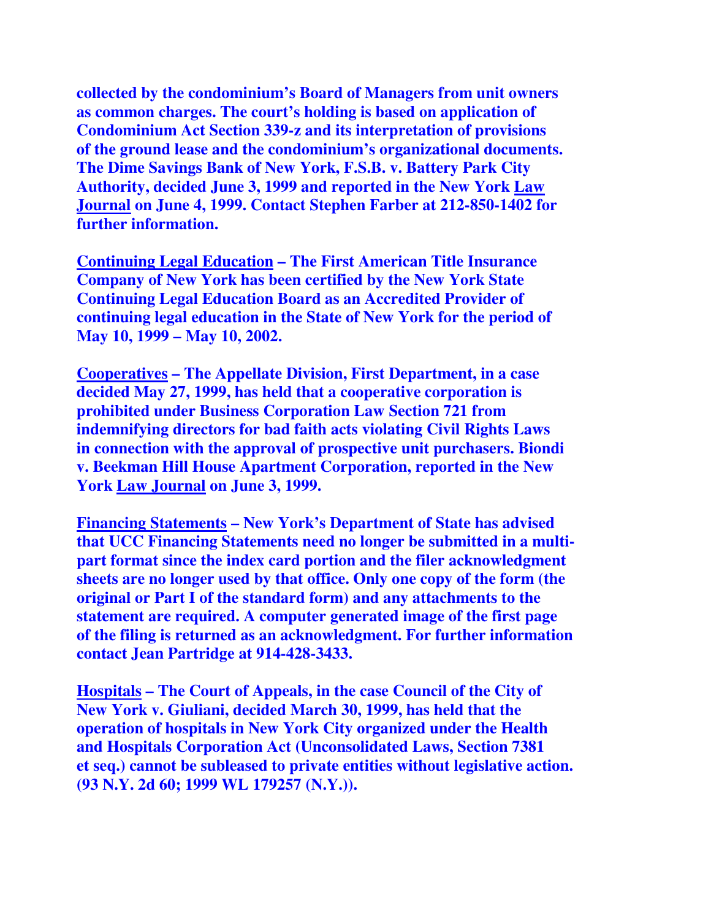**collected by the condominium's Board of Managers from unit owners as common charges. The court's holding is based on application of Condominium Act Section 339-z and its interpretation of provisions of the ground lease and the condominium's organizational documents. The Dime Savings Bank of New York, F.S.B. v. Battery Park City Authority, decided June 3, 1999 and reported in the New York <u>Law Journal</u> on June 4, 1999. Contact Stephen Farber at 212-850-1402 for further information.**

**<u>Continuing Legal Education</u> – The First American Title Insurance Company of New York has been certified by the New York State Continuing Legal Education Board as an Accredited Provider of continuing legal education in the State of New York for the period of May 10, 1999 – May 10, 2002.**

**<u>Cooperatives</u> – The Appellate Division, First Department, in a case decided May 27, 1999, has held that a cooperative corporation is prohibited under Business Corporation Law Section 721 from indemnifying directors for bad faith acts violating Civil Rights Laws in connection with the approval of prospective unit purchasers. Biondi v. Beekman Hill House Apartment Corporation, reported in the New York <u>Law Journal</u> on June 3, 1999.**

**<u>Financing Statements</u> – New York's Department of State has advised that UCC Financing Statements need no longer be submitted in a multi-part format since the index card portion and the filer acknowledgment sheets are no longer used by that office. Only one copy of the form (the original or Part I of the standard form) and any attachments to the statement are required. A computer generated image of the first page of the filing is returned as an acknowledgment. For further information contact Jean Partridge at 914-428-3433.**

**<u>Hospitals</u> – The Court of Appeals, in the case Council of the City of New York v. Giuliani, decided March 30, 1999, has held that the operation of hospitals in New York City organized under the Health and Hospitals Corporation Act (Unconsolidated Laws, Section 7381 et seq.) cannot be subleased to private entities without legislative action. (93 N.Y. 2d 60; 1999 WL 179257 (N.Y.)).**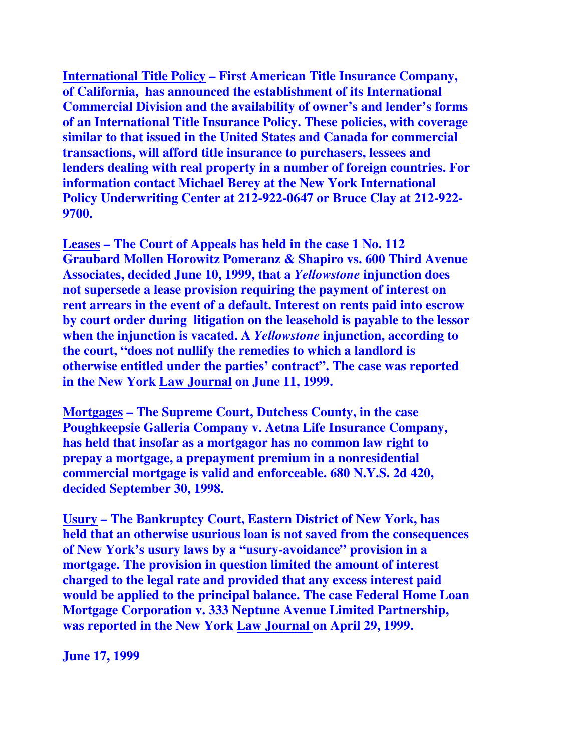**<u>International Title Policy</u> – First American Title Insurance Company, of California, has announced the establishment of its International Commercial Division and the availability of owner's and lender's forms of an International Title Insurance Policy. These policies, with coverage similar to that issued in the United States and Canada for commercial transactions, will afford title insurance to purchasers, lessees and lenders dealing with real property in a number of foreign countries. For information contact Michael Berey at the New York International Policy Underwriting Center at 212-922-0647 or Bruce Clay at 212-922-9700.**

**<u>Leases</u> – The Court of Appeals has held in the case 1 No. 112 Graubard Mollen Horowitz Pomeranz & Shapiro vs. 600 Third Avenue Associates, decided June 10, 1999, that a *Yellowstone* injunction does not supersede a lease provision requiring the payment of interest on rent arrears in the event of a default. Interest on rents paid into escrow by court order during litigation on the leasehold is payable to the lessor when the injunction is vacated. A *Yellowstone* injunction, according to the court, "does not nullify the remedies to which a landlord is otherwise entitled under the parties' contract". The case was reported in the New York <u>Law Journal</u> on June 11, 1999.**

**<u>Mortgages</u> – The Supreme Court, Dutchess County, in the case Poughkeepsie Galleria Company v. Aetna Life Insurance Company, has held that insofar as a mortgagor has no common law right to prepay a mortgage, a prepayment premium in a nonresidential commercial mortgage is valid and enforceable. 680 N.Y.S. 2d 420, decided September 30, 1998.**

**<u>Usury</u> – The Bankruptcy Court, Eastern District of New York, has held that an otherwise usurious loan is not saved from the consequences of New York's usury laws by a "usury-avoidance" provision in a mortgage. The provision in question limited the amount of interest charged to the legal rate and provided that any excess interest paid would be applied to the principal balance. The case Federal Home Loan Mortgage Corporation v. 333 Neptune Avenue Limited Partnership, was reported in the New York <u>Law Journal</u> on April 29, 1999.**

**June 17, 1999**